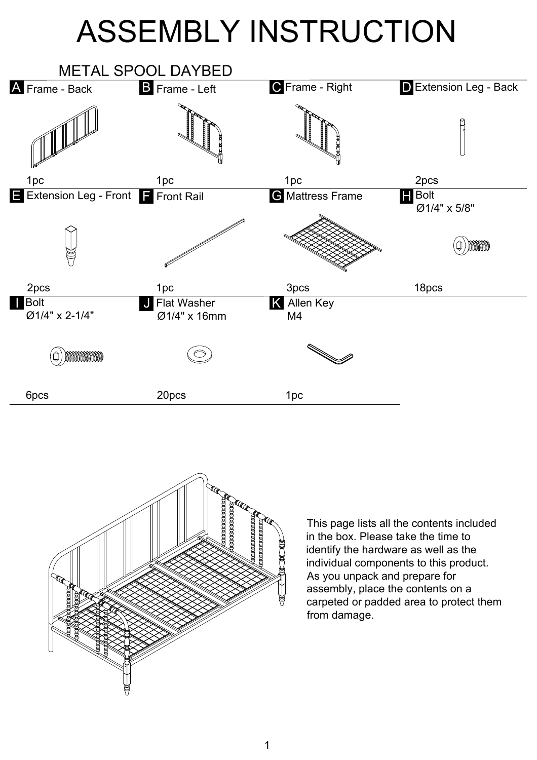# ASSEMBLY INSTRUCTION

## METAL SPOOL DAYBED

| Part | Description | Quantity |
| --- | --- | --- |
| A | Frame - Back | 1pc |
| B | Frame - Left | 1pc |
| C | Frame - Right | 1pc |
| D | Extension Leg - Back | 2pcs |
| E | Extension Leg - Front | 2pcs |
| F | Front Rail | 1pc |
| G | Mattress Frame | 3pcs |
| H | Bolt Ø1/4" x 5/8" | 18pcs |
| I | Bolt Ø1/4" x 2-1/4" | 6pcs |
| J | Flat Washer Ø1/4" x 16mm | 20pcs |
| K | Allen Key M4 | 1pc |

This page lists all the contents included in the box. Please take the time to identify the hardware as well as the individual components to this product. As you unpack and prepare for assembly, place the contents on a carpeted or padded area to protect them from damage.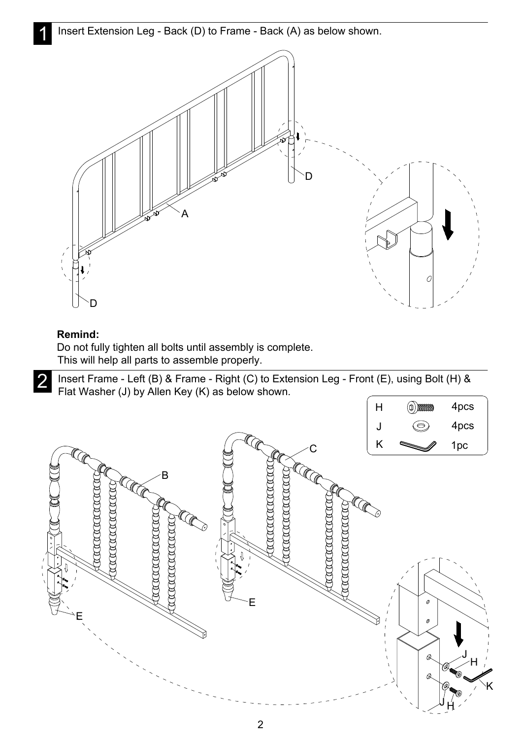**1** Insert Extension Leg - Back (D) to Frame - Back (A) as below shown.

**Remind:**
Do not fully tighten all bolts until assembly is complete.
This will help all parts to assemble properly.

**2** Insert Frame - Left (B) & Frame - Right (C) to Extension Leg - Front (E), using Bolt (H) & Flat Washer (J) by Allen Key (K) as below shown.

| | |
|---|---|
| H | 4pcs |
| J | 4pcs |
| K | 1pc |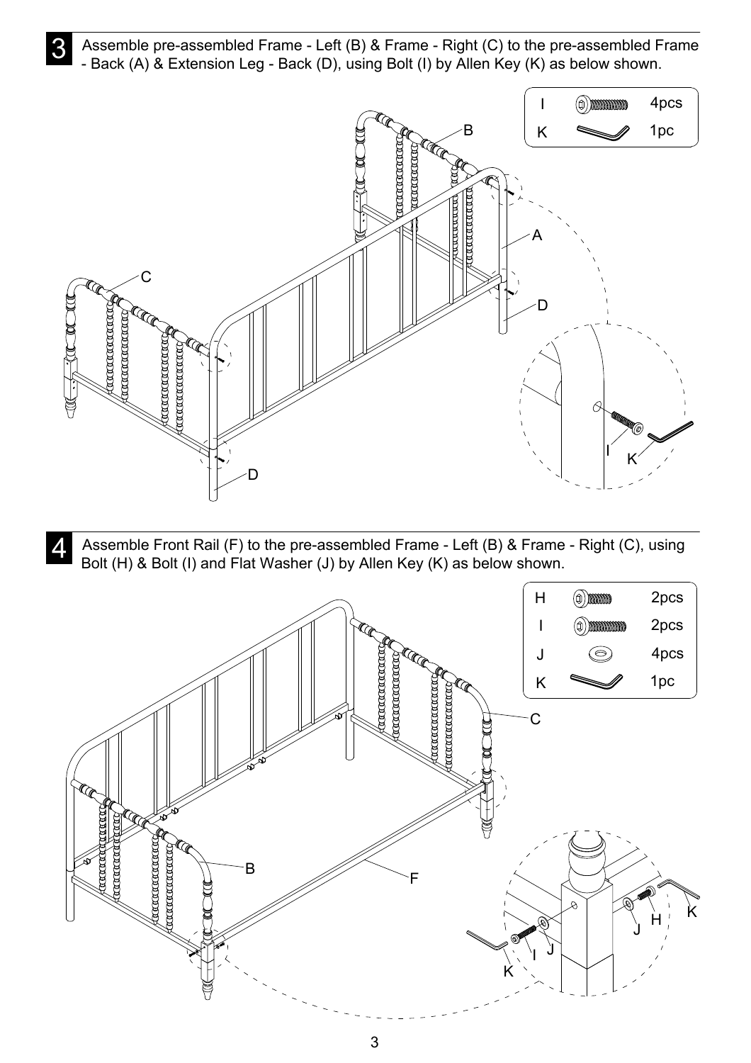## 3

Assemble pre-assembled Frame - Left (B) & Frame - Right (C) to the pre-assembled Frame - Back (A) & Extension Leg - Back (D), using Bolt (I) by Allen Key (K) as below shown.

| | |
|---|---|
| I | 4pcs |
| K | 1pc |

## 4

Assemble Front Rail (F) to the pre-assembled Frame - Left (B) & Frame - Right (C), using Bolt (H) & Bolt (I) and Flat Washer (J) by Allen Key (K) as below shown.

| | |
|---|---|
| H | 2pcs |
| I | 2pcs |
| J | 4pcs |
| K | 1pc |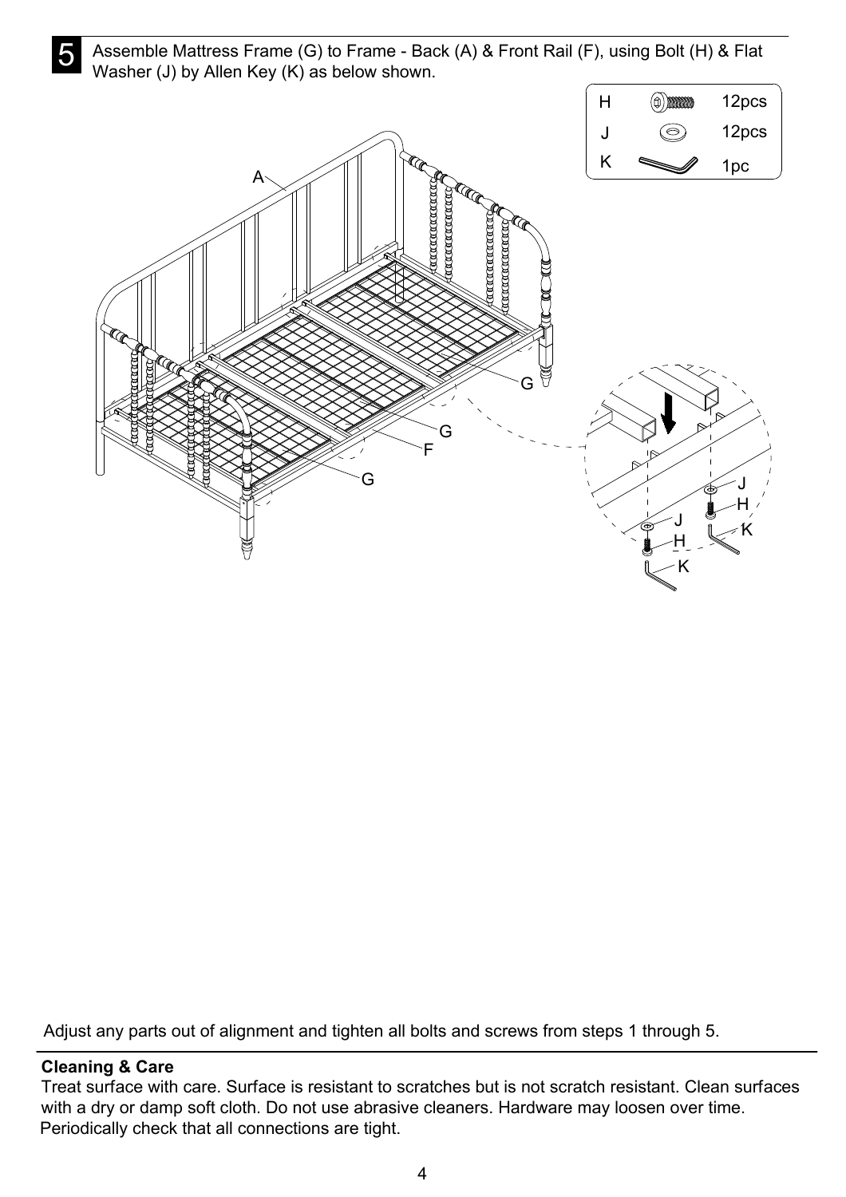**5** Assemble Mattress Frame (G) to Frame - Back (A) & Front Rail (F), using Bolt (H) & Flat Washer (J) by Allen Key (K) as below shown.

| | |
|---|---|
| H | 12pcs |
| J | 12pcs |
| K | 1pc |

Adjust any parts out of alignment and tighten all bolts and screws from steps 1 through 5.

**Cleaning & Care**

Treat surface with care. Surface is resistant to scratches but is not scratch resistant. Clean surfaces with a dry or damp soft cloth. Do not use abrasive cleaners. Hardware may loosen over time. Periodically check that all connections are tight.